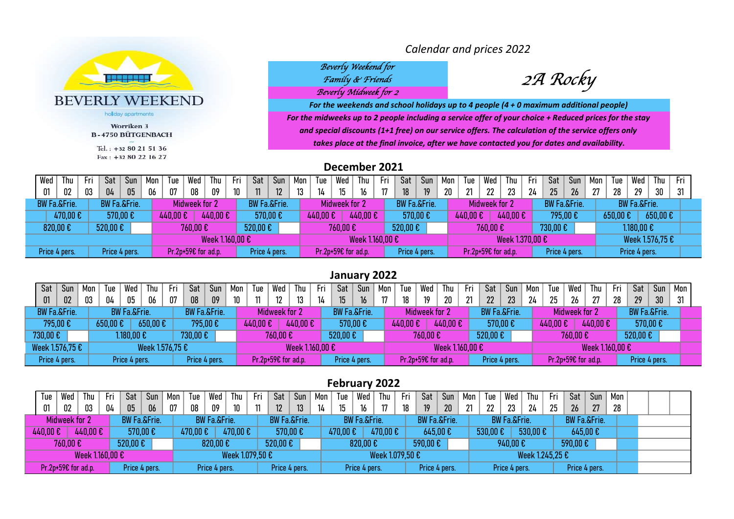# BEVERLY WEEKEND

holiday apartments

Worriken 3
B - 4750 BÜTGENBACH

Tel. : +32 80 21 51 36
Fax : +32 80 22 16 27

## Calendar and prices 2022

*Beverly Weekend for Family & Friends*

*Beverly Midweek for 2*

# *2A Rocky*

***For the weekends and school holidays up to 4 people (4 + 0 maximum additional people)***

***For the midweeks up to 2 people including a service offer of your choice + Reduced prices for the stay and special discounts (1+1 free) on our service offers. The calculation of the service offers only takes place at the final invoice, after we have contacted you for dates and availability.***

## December 2021

| Wed 01 | Thu 02 | Fri 03 | Sat 04 | Sun 05 | Mon 06 | Tue 07 | Wed 08 | Thu 09 | Fri 10 | Sat 11 | Sun 12 | Mon 13 | Tue 14 | Wed 15 | Thu 16 | Fri 17 | Sat 18 | Sun 19 | Mon 20 | Tue 21 | Wed 22 | Thu 23 | Fri 24 | Sat 25 | Sun 26 | Mon 27 | Tue 28 | Wed 29 | Thu 30 | Fri 31 |
|---|---|---|---|---|---|---|---|---|---|---|---|---|---|---|---|---|---|---|---|---|---|---|---|---|---|---|---|---|---|---|
| BW Fa.&Frie. | | | BW Fa.&Frie. | | | Midweek for 2 | | | | BW Fa.&Frie. | | | Midweek for 2 | | | | BW Fa.&Frie. | | | Midweek for 2 | | | | BW Fa.&Frie. | | | BW Fa.&Frie. | | | |
| 470,00 € | | | 570,00 € | | | 440,00 € | | 440,00 € | | 570,00 € | | | 440,00 € | | 440,00 € | | 570,00 € | | | 440,00 € | | 440,00 € | | 795,00 € | | | 650,00 € | | 650,00 € | |
| 820,00 € | | | 520,00 € | | | 760,00 € | | | | 520,00 € | | | 760,00 € | | | | 520,00 € | | | 760,00 € | | | | 730,00 € | | | 1.180,00 € | | | |
| | | | | | | Week 1.160,00 € | | | | | | | Week 1.160,00 € | | | | | | | Week 1.370,00 € | | | | | | | Week 1.576,75 € | | | |
| Price 4 pers. | | | Price 4 pers. | | | Pr.2p+59€ for ad.p. | | | | Price 4 pers. | | | Pr.2p+59€ for ad.p. | | | | Price 4 pers. | | | Pr.2p+59€ for ad.p. | | | | Price 4 pers. | | | Price 4 pers. | | | |

## January 2022

| Sat 01 | Sun 02 | Mon 03 | Tue 04 | Wed 05 | Thu 06 | Fri 07 | Sat 08 | Sun 09 | Mon 10 | Tue 11 | Wed 12 | Thu 13 | Fri 14 | Sat 15 | Sun 16 | Mon 17 | Tue 18 | Wed 19 | Thu 20 | Fri 21 | Sat 22 | Sun 23 | Mon 24 | Tue 25 | Wed 26 | Thu 27 | Fri 28 | Sat 29 | Sun 30 | Mon 31 |
|---|---|---|---|---|---|---|---|---|---|---|---|---|---|---|---|---|---|---|---|---|---|---|---|---|---|---|---|---|---|---|
| BW Fa.&Frie. | | | BW Fa.&Frie. | | | | BW Fa.&Frie. | | | Midweek for 2 | | | | BW Fa.&Frie. | | | Midweek for 2 | | | | BW Fa.&Frie. | | | Midweek for 2 | | | | BW Fa.&Frie. | | |
| 795,00 € | | | 650,00 € | | 650,00 € | | 795,00 € | | | 440,00 € | | 440,00 € | | 570,00 € | | | 440,00 € | | 440,00 € | | 570,00 € | | | 440,00 € | | 440,00 € | | 570,00 € | | |
| 730,00 € | | | 1.180,00 € | | | | 730,00 € | | | 760,00 € | | | | 520,00 € | | | 760,00 € | | | | 520,00 € | | | 760,00 € | | | | 520,00 € | | |
| Week 1.576,75 € | | | Week 1.576,75 € | | | | | | | Week 1.160,00 € | | | | | | | Week 1.160,00 € | | | | | | | Week 1.160,00 € | | | | | | |
| Price 4 pers. | | | Price 4 pers. | | | | Price 4 pers. | | | Pr.2p+59€ for ad.p. | | | | Price 4 pers. | | | Pr.2p+59€ for ad.p. | | | | Price 4 pers. | | | Pr.2p+59€ for ad.p. | | | | Price 4 pers. | | |

## February 2022

| Tue 01 | Wed 02 | Thu 03 | Fri 04 | Sat 05 | Sun 06 | Mon 07 | Tue 08 | Wed 09 | Thu 10 | Fri 11 | Sat 12 | Sun 13 | Mon 14 | Tue 15 | Wed 16 | Thu 17 | Fri 18 | Sat 19 | Sun 20 | Mon 21 | Tue 22 | Wed 23 | Thu 24 | Fri 25 | Sat 26 | Sun 27 | Mon 28 |
|---|---|---|---|---|---|---|---|---|---|---|---|---|---|---|---|---|---|---|---|---|---|---|---|---|---|---|---|
| Midweek for 2 | | | | BW Fa.&Frie. | | | BW Fa.&Frie. | | | | BW Fa.&Frie. | | | BW Fa.&Frie. | | | | BW Fa.&Frie. | | | BW Fa.&Frie. | | | | BW Fa.&Frie. | | |
| 440,00 € | | 440,00 € | | 570,00 € | | | 470,00 € | | 470,00 € | | 570,00 € | | | 470,00 € | | 470,00 € | | 645,00 € | | | 530,00 € | | 530,00 € | | 645,00 € | | |
| 760,00 € | | | | 520,00 € | | | 820,00 € | | | | 520,00 € | | | 820,00 € | | | | 590,00 € | | | 940,00 € | | | | 590,00 € | | |
| Week 1.160,00 € | | | | | | | Week 1.079,50 € | | | | | | | Week 1.079,50 € | | | | | | | Week 1.245,25 € | | | | | | |
| Pr.2p+59€ for ad.p. | | | | Price 4 pers. | | | Price 4 pers. | | | | Price 4 pers. | | | Price 4 pers. | | | | Price 4 pers. | | | Price 4 pers. | | | | Price 4 pers. | | |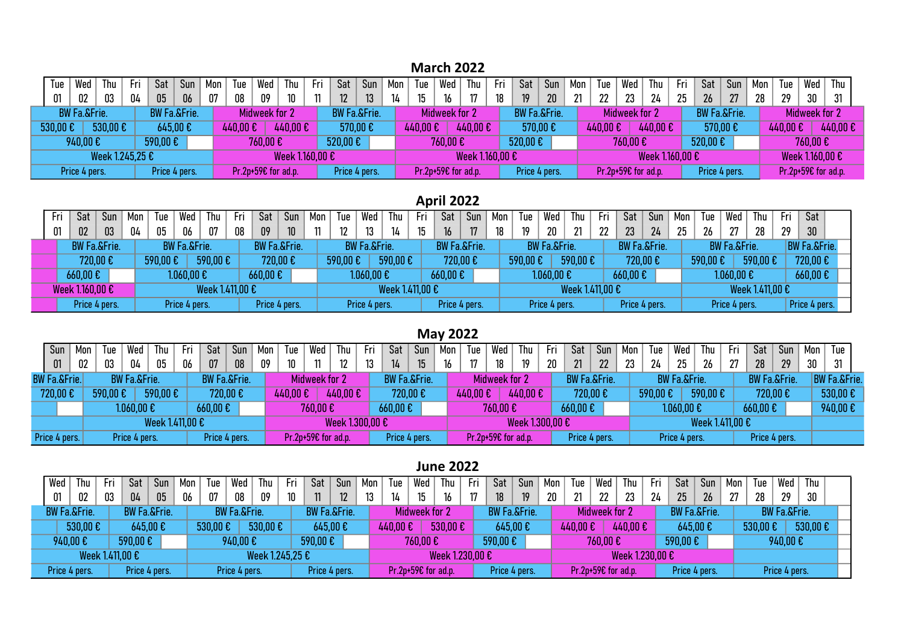## March 2022

| | Tue | Wed | Thu | Fri | Sat | Sun | Mon | Tue | Wed | Thu | Fri | Sat | Sun | Mon | Tue | Wed | Thu | Fri | Sat | Sun | Mon | Tue | Wed | Thu | Fri | Sat | Sun | Mon | Tue | Wed | Thu |
|---|---|---|---|---|---|---|---|---|---|---|---|---|---|---|---|---|---|---|---|---|---|---|---|---|---|---|---|---|---|---|---|
| | 01 | 02 | 03 | 04 | 05 | 06 | 07 | 08 | 09 | 10 | 11 | 12 | 13 | 14 | 15 | 16 | 17 | 18 | 19 | 20 | 21 | 22 | 23 | 24 | 25 | 26 | 27 | 28 | 29 | 30 | 31 |
| BW Fa.&Frie. | | | | BW Fa.&Frie. | | | Midweek for 2 | | | | BW Fa.&Frie. | | | Midweek for 2 | | | | BW Fa.&Frie. | | | Midweek for 2 | | | | BW Fa.&Frie. | | | Midweek for 2 | | | |
| | 530,00 € | 530,00 € | | 645,00 € | | | 440,00 € | | 440,00 € | | 570,00 € | | | 440,00 € | | 440,00 € | | 570,00 € | | | 440,00 € | | 440,00 € | | 570,00 € | | | 440,00 € | | 440,00 € | |
| 940,00 € | | | | 590,00 € | | | 760,00 € | | | | 520,00 € | | | 760,00 € | | | | 520,00 € | | | 760,00 € | | | | 520,00 € | | | 760,00 € | | | |
| Week 1.245,25 € | | | | | | | Week 1.160,00 € | | | | | | | Week 1.160,00 € | | | | | | | Week 1.160,00 € | | | | | | | Week 1.160,00 € | | | |
| Price 4 pers. | | | | Price 4 pers. | | | Pr.2p+59€ for ad.p. | | | | Price 4 pers. | | | Pr.2p+59€ for ad.p. | | | | Price 4 pers. | | | Pr.2p+59€ for ad.p. | | | | Price 4 pers. | | | Pr.2p+59€ for ad.p. | | | |

## April 2022

| | Fri | Sat | Sun | Mon | Tue | Wed | Thu | Fri | Sat | Sun | Mon | Tue | Wed | Thu | Fri | Sat | Sun | Mon | Tue | Wed | Thu | Fri | Sat | Sun | Mon | Tue | Wed | Thu | Fri | Sat |
|---|---|---|---|---|---|---|---|---|---|---|---|---|---|---|---|---|---|---|---|---|---|---|---|---|---|---|---|---|---|---|
| | 01 | 02 | 03 | 04 | 05 | 06 | 07 | 08 | 09 | 10 | 11 | 12 | 13 | 14 | 15 | 16 | 17 | 18 | 19 | 20 | 21 | 22 | 23 | 24 | 25 | 26 | 27 | 28 | 29 | 30 |
| | BW Fa.&Frie. | | | BW Fa.&Frie. | | | | BW Fa.&Frie. | | | BW Fa.&Frie. | | | | BW Fa.&Frie. | | | BW Fa.&Frie. | | | | BW Fa.&Frie. | | | BW Fa.&Frie. | | | | BW Fa.&Frie. | |
| | 720,00 € | | | 590,00 € | | 590,00 € | | 720,00 € | | | 590,00 € | | 590,00 € | | 720,00 € | | | 590,00 € | | 590,00 € | | 720,00 € | | | 590,00 € | | 590,00 € | | 720,00 € | |
| | 660,00 € | | | 1.060,00 € | | | | 660,00 € | | | 1.060,00 € | | | | 660,00 € | | | 1.060,00 € | | | | 660,00 € | | | 1.060,00 € | | | | 660,00 € | |
| Week 1.160,00 € | | | | Week 1.411,00 € | | | | | | | Week 1.411,00 € | | | | | | | Week 1.411,00 € | | | | | | | Week 1.411,00 € | | | | | |
| | Price 4 pers. | | | Price 4 pers. | | | | Price 4 pers. | | | Price 4 pers. | | | | Price 4 pers. | | | Price 4 pers. | | | | Price 4 pers. | | | Price 4 pers. | | | | Price 4 pers. | |

## May 2022

| | Sun | Mon | Tue | Wed | Thu | Fri | Sat | Sun | Mon | Tue | Wed | Thu | Fri | Sat | Sun | Mon | Tue | Wed | Thu | Fri | Sat | Sun | Mon | Tue | Wed | Thu | Fri | Sat | Sun | Mon | Tue |
|---|---|---|---|---|---|---|---|---|---|---|---|---|---|---|---|---|---|---|---|---|---|---|---|---|---|---|---|---|---|---|---|
| | 01 | 02 | 03 | 04 | 05 | 06 | 07 | 08 | 09 | 10 | 11 | 12 | 13 | 14 | 15 | 16 | 17 | 18 | 19 | 20 | 21 | 22 | 23 | 24 | 25 | 26 | 27 | 28 | 29 | 30 | 31 |
| BW Fa.&Frie. | | BW Fa.&Frie. | | | | BW Fa.&Frie. | | | Midweek for 2 | | | | BW Fa.&Frie. | | | Midweek for 2 | | | | BW Fa.&Frie. | | | BW Fa.&Frie. | | | | BW Fa.&Frie. | | | BW Fa.&Frie. | |
| 720,00 € | | 590,00 € | | 590,00 € | | 720,00 € | | | 440,00 € | | 440,00 € | | 720,00 € | | | 440,00 € | | 440,00 € | | 720,00 € | | | 590,00 € | | 590,00 € | | 720,00 € | | | 530,00 € | |
| | | 1.060,00 € | | | | 660,00 € | | | 760,00 € | | | | 660,00 € | | | 760,00 € | | | | 660,00 € | | | 1.060,00 € | | | | 660,00 € | | | 940,00 € | |
| | | Week 1.411,00 € | | | | | | | Week 1.300,00 € | | | | | | | Week 1.300,00 € | | | | | | | Week 1.411,00 € | | | | | | | | |
| Price 4 pers. | | Price 4 pers. | | | | Price 4 pers. | | | Pr.2p+59€ for ad.p. | | | | Price 4 pers. | | | Pr.2p+59€ for ad.p. | | | | Price 4 pers. | | | Price 4 pers. | | | | Price 4 pers. | | | | |

## June 2022

| | Wed | Thu | Fri | Sat | Sun | Mon | Tue | Wed | Thu | Fri | Sat | Sun | Mon | Tue | Wed | Thu | Fri | Sat | Sun | Mon | Tue | Wed | Thu | Fri | Sat | Sun | Mon | Tue | Wed | Thu |
|---|---|---|---|---|---|---|---|---|---|---|---|---|---|---|---|---|---|---|---|---|---|---|---|---|---|---|---|---|---|---|
| | 01 | 02 | 03 | 04 | 05 | 06 | 07 | 08 | 09 | 10 | 11 | 12 | 13 | 14 | 15 | 16 | 17 | 18 | 19 | 20 | 21 | 22 | 23 | 24 | 25 | 26 | 27 | 28 | 29 | 30 |
| BW Fa.&Frie. | | | BW Fa.&Frie. | | | BW Fa.&Frie. | | | | BW Fa.&Frie. | | | Midweek for 2 | | | | BW Fa.&Frie. | | | Midweek for 2 | | | | BW Fa.&Frie. | | | BW Fa.&Frie. | | | |
| | 530,00 € | | 645,00 € | | | 530,00 € | | 530,00 € | | 645,00 € | | | 440,00 € | | 530,00 € | | 645,00 € | | | 440,00 € | | 440,00 € | | 645,00 € | | | 530,00 € | | 530,00 € | |
| 940,00 € | | | 590,00 € | | | 940,00 € | | | | 590,00 € | | | 760,00 € | | | | 590,00 € | | | 760,00 € | | | | 590,00 € | | | 940,00 € | | | |
| Week 1.411,00 € | | | | | | Week 1.245,25 € | | | | | | | Week 1.230,00 € | | | | | | | Week 1.230,00 € | | | | | | | | | | |
| Price 4 pers. | | | Price 4 pers. | | | Price 4 pers. | | | | Price 4 pers. | | | Pr.2p+59€ for ad.p. | | | | Price 4 pers. | | | Pr.2p+59€ for ad.p. | | | | Price 4 pers. | | | Price 4 pers. | | | |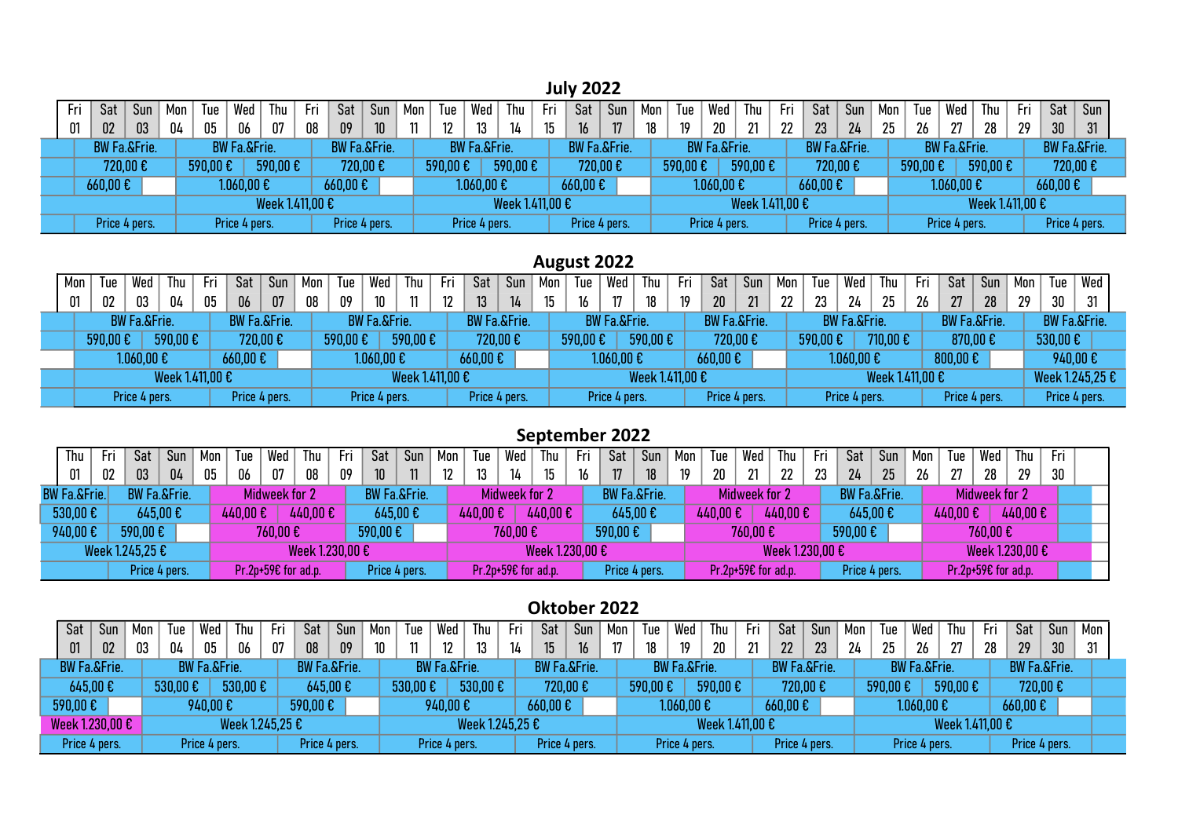## July 2022

| | Fri | Sat | Sun | Mon | Tue | Wed | Thu | Fri | Sat | Sun | Mon | Tue | Wed | Thu | Fri | Sat | Sun | Mon | Tue | Wed | Thu | Fri | Sat | Sun | Mon | Tue | Wed | Thu | Fri | Sat | Sun |
|---|---|---|---|---|---|---|---|---|---|---|---|---|---|---|---|---|---|---|---|---|---|---|---|---|---|---|---|---|---|---|---|
| | 01 | 02 | 03 | 04 | 05 | 06 | 07 | 08 | 09 | 10 | 11 | 12 | 13 | 14 | 15 | 16 | 17 | 18 | 19 | 20 | 21 | 22 | 23 | 24 | 25 | 26 | 27 | 28 | 29 | 30 | 31 |
| | BW Fa.&Frie. | | | BW Fa.&Frie. | | | | BW Fa.&Frie. | | | BW Fa.&Frie. | | | | BW Fa.&Frie. | | | BW Fa.&Frie. | | | | BW Fa.&Frie. | | | BW Fa.&Frie. | | | | BW Fa.&Frie. | | |
| | 720,00 € | | | 590,00 € | | 590,00 € | | 720,00 € | | | 590,00 € | | 590,00 € | | 720,00 € | | | 590,00 € | | 590,00 € | | 720,00 € | | | 590,00 € | | 590,00 € | | 720,00 € | | |
| | 660,00 € | | | 1.060,00 € | | | | 660,00 € | | | 1.060,00 € | | | | 660,00 € | | | 1.060,00 € | | | | 660,00 € | | | 1.060,00 € | | | | 660,00 € | | |
| | | | | Week 1.411,00 € | | | | | | | Week 1.411,00 € | | | | | | | Week 1.411,00 € | | | | | | | Week 1.411,00 € | | | | | | |
| | Price 4 pers. | | | Price 4 pers. | | | | Price 4 pers. | | | Price 4 pers. | | | | Price 4 pers. | | | Price 4 pers. | | | | Price 4 pers. | | | Price 4 pers. | | | | Price 4 pers. | | |

## August 2022

| | Mon | Tue | Wed | Thu | Fri | Sat | Sun | Mon | Tue | Wed | Thu | Fri | Sat | Sun | Mon | Tue | Wed | Thu | Fri | Sat | Sun | Mon | Tue | Wed | Thu | Fri | Sat | Sun | Mon | Tue | Wed |
|---|---|---|---|---|---|---|---|---|---|---|---|---|---|---|---|---|---|---|---|---|---|---|---|---|---|---|---|---|---|---|---|
| | 01 | 02 | 03 | 04 | 05 | 06 | 07 | 08 | 09 | 10 | 11 | 12 | 13 | 14 | 15 | 16 | 17 | 18 | 19 | 20 | 21 | 22 | 23 | 24 | 25 | 26 | 27 | 28 | 29 | 30 | 31 |
| | BW Fa.&Frie. | | | | BW Fa.&Frie. | | | BW Fa.&Frie. | | | | BW Fa.&Frie. | | | BW Fa.&Frie. | | | | BW Fa.&Frie. | | | BW Fa.&Frie. | | | | BW Fa.&Frie. | | | BW Fa.&Frie. | | |
| | 590,00 € | | 590,00 € | | 720,00 € | | | 590,00 € | | 590,00 € | | 720,00 € | | | 590,00 € | | 590,00 € | | 720,00 € | | | 590,00 € | | 710,00 € | | 870,00 € | | | 530,00 € | | |
| | 1.060,00 € | | | | 660,00 € | | | 1.060,00 € | | | | 660,00 € | | | 1.060,00 € | | | | 660,00 € | | | 1.060,00 € | | | | 800,00 € | | | 940,00 € | | |
| | Week 1.411,00 € | | | | | | | Week 1.411,00 € | | | | | | | Week 1.411,00 € | | | | | | | Week 1.411,00 € | | | | | | | Week 1.245,25 € | | |
| | Price 4 pers. | | | | Price 4 pers. | | | Price 4 pers. | | | | Price 4 pers. | | | Price 4 pers. | | | | Price 4 pers. | | | Price 4 pers. | | | | Price 4 pers. | | | Price 4 pers. | | |

## September 2022

| | Thu | Fri | Sat | Sun | Mon | Tue | Wed | Thu | Fri | Sat | Sun | Mon | Tue | Wed | Thu | Fri | Sat | Sun | Mon | Tue | Wed | Thu | Fri | Sat | Sun | Mon | Tue | Wed | Thu | Fri |
|---|---|---|---|---|---|---|---|---|---|---|---|---|---|---|---|---|---|---|---|---|---|---|---|---|---|---|---|---|---|---|
| | 01 | 02 | 03 | 04 | 05 | 06 | 07 | 08 | 09 | 10 | 11 | 12 | 13 | 14 | 15 | 16 | 17 | 18 | 19 | 20 | 21 | 22 | 23 | 24 | 25 | 26 | 27 | 28 | 29 | 30 |
| BW Fa.&Frie. | | BW Fa.&Frie. | | | Midweek for 2 | | | | BW Fa.&Frie. | | | Midweek for 2 | | | | BW Fa.&Frie. | | | Midweek for 2 | | | | BW Fa.&Frie. | | | Midweek for 2 | | | | |
| 530,00 € | | 645,00 € | | | 440,00 € | | 440,00 € | | 645,00 € | | | 440,00 € | | 440,00 € | | 645,00 € | | | 440,00 € | | 440,00 € | | 645,00 € | | | 440,00 € | | 440,00 € | | |
| 940,00 € | | 590,00 € | | | 760,00 € | | | | 590,00 € | | | 760,00 € | | | | 590,00 € | | | 760,00 € | | | | 590,00 € | | | 760,00 € | | | | |
| Week 1.245,25 € | | | | | Week 1.230,00 € | | | | | | | Week 1.230,00 € | | | | | | | Week 1.230,00 € | | | | | | | Week 1.230,00 € | | | | |
| | | Price 4 pers. | | | Pr.2p+59€ for ad.p. | | | | Price 4 pers. | | | Pr.2p+59€ for ad.p. | | | | Price 4 pers. | | | Pr.2p+59€ for ad.p. | | | | Price 4 pers. | | | Pr.2p+59€ for ad.p. | | | | |

## Oktober 2022

| | Sat | Sun | Mon | Tue | Wed | Thu | Fri | Sat | Sun | Mon | Tue | Wed | Thu | Fri | Sat | Sun | Mon | Tue | Wed | Thu | Fri | Sat | Sun | Mon | Tue | Wed | Thu | Fri | Sat | Sun | Mon |
|---|---|---|---|---|---|---|---|---|---|---|---|---|---|---|---|---|---|---|---|---|---|---|---|---|---|---|---|---|---|---|---|
| | 01 | 02 | 03 | 04 | 05 | 06 | 07 | 08 | 09 | 10 | 11 | 12 | 13 | 14 | 15 | 16 | 17 | 18 | 19 | 20 | 21 | 22 | 23 | 24 | 25 | 26 | 27 | 28 | 29 | 30 | 31 |
| BW Fa.&Frie. | | | BW Fa.&Frie. | | | | BW Fa.&Frie. | | | BW Fa.&Frie. | | | | BW Fa.&Frie. | | | BW Fa.&Frie. | | | | BW Fa.&Frie. | | | BW Fa.&Frie. | | | | BW Fa.&Frie. | | | |
| 645,00 € | | | 530,00 € | | 530,00 € | | 645,00 € | | | 530,00 € | | 530,00 € | | 720,00 € | | | 590,00 € | | 590,00 € | | 720,00 € | | | 590,00 € | | 590,00 € | | 720,00 € | | | |
| 590,00 € | | | 940,00 € | | | | 590,00 € | | | 940,00 € | | | | 660,00 € | | | 1.060,00 € | | | | 660,00 € | | | 1.060,00 € | | | | 660,00 € | | | |
| Week 1.230,00 € | | | Week 1.245,25 € | | | | | | | Week 1.245,25 € | | | | | | | Week 1.411,00 € | | | | | | | Week 1.411,00 € | | | | | | | |
| Price 4 pers. | | | Price 4 pers. | | | | Price 4 pers. | | | Price 4 pers. | | | | Price 4 pers. | | | Price 4 pers. | | | | Price 4 pers. | | | Price 4 pers. | | | | Price 4 pers. | | | |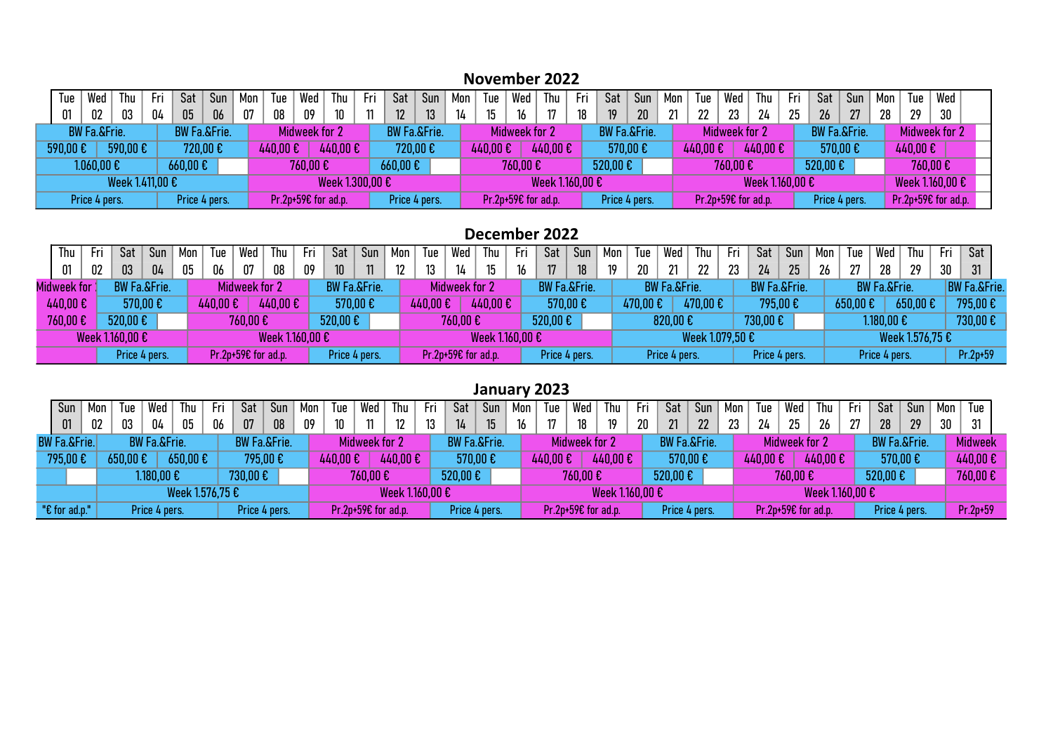## November 2022

| Tue | Wed | Thu | Fri | Sat | Sun | Mon | Tue | Wed | Thu | Fri | Sat | Sun | Mon | Tue | Wed | Thu | Fri | Sat | Sun | Mon | Tue | Wed | Thu | Fri | Sat | Sun | Mon | Tue | Wed |
|---|---|---|---|---|---|---|---|---|---|---|---|---|---|---|---|---|---|---|---|---|---|---|---|---|---|---|---|---|---|
| 01 | 02 | 03 | 04 | 05 | 06 | 07 | 08 | 09 | 10 | 11 | 12 | 13 | 14 | 15 | 16 | 17 | 18 | 19 | 20 | 21 | 22 | 23 | 24 | 25 | 26 | 27 | 28 | 29 | 30 |
| BW Fa.&Frie. | | | BW Fa.&Frie. | | | Midweek for 2 | | | | BW Fa.&Frie. | | | Midweek for 2 | | | | BW Fa.&Frie. | | | Midweek for 2 | | | | BW Fa.&Frie. | | | Midweek for 2 | | |
| 590,00 € | 590,00 € | | 720,00 € | | | 440,00 € | | 440,00 € | | 720,00 € | | | 440,00 € | | 440,00 € | | 570,00 € | | | 440,00 € | | 440,00 € | | 570,00 € | | | 440,00 € | | |
| 1.060,00 € | | | 660,00 € | | | 760,00 € | | | | 660,00 € | | | 760,00 € | | | | 520,00 € | | | 760,00 € | | | | 520,00 € | | | 760,00 € | | |
| Week 1.411,00 € | | | | | | Week 1.300,00 € | | | | | | | Week 1.160,00 € | | | | | | | Week 1.160,00 € | | | | | | | Week 1.160,00 € | | |
| Price 4 pers. | | | Price 4 pers. | | | Pr.2p+59€ for ad.p. | | | | Price 4 pers. | | | Pr.2p+59€ for ad.p. | | | | Price 4 pers. | | | Pr.2p+59€ for ad.p. | | | | Price 4 pers. | | | Pr.2p+59€ for ad.p. | | |

## December 2022

| Thu | Fri | Sat | Sun | Mon | Tue | Wed | Thu | Fri | Sat | Sun | Mon | Tue | Wed | Thu | Fri | Sat | Sun | Mon | Tue | Wed | Thu | Fri | Sat | Sun | Mon | Tue | Wed | Thu | Fri | Sat |
|---|---|---|---|---|---|---|---|---|---|---|---|---|---|---|---|---|---|---|---|---|---|---|---|---|---|---|---|---|---|---|
| 01 | 02 | 03 | 04 | 05 | 06 | 07 | 08 | 09 | 10 | 11 | 12 | 13 | 14 | 15 | 16 | 17 | 18 | 19 | 20 | 21 | 22 | 23 | 24 | 25 | 26 | 27 | 28 | 29 | 30 | 31 |
| Midweek for 2 | BW Fa.&Frie. | | | Midweek for 2 | | | | BW Fa.&Frie. | | | Midweek for 2 | | | | BW Fa.&Frie. | | | BW Fa.&Frie. | | | | BW Fa.&Frie. | | | BW Fa.&Frie. | | | | BW Fa.&Frie. | |
| 440,00 € | 570,00 € | | | 440,00 € | | 440,00 € | | 570,00 € | | | 440,00 € | | 440,00 € | | 570,00 € | | | 470,00 € | | 470,00 € | | 795,00 € | | | 650,00 € | | 650,00 € | | 795,00 € | |
| 760,00 € | 520,00 € | | | 760,00 € | | | | 520,00 € | | | 760,00 € | | | | 520,00 € | | | 820,00 € | | | | 730,00 € | | | 1.180,00 € | | | | 730,00 € | |
| Week 1.160,00 € | | | | Week 1.160,00 € | | | | | | | Week 1.160,00 € | | | | | | | Week 1.079,50 € | | | | | | | Week 1.576,75 € | | | | | |
| | Price 4 pers. | | | Pr.2p+59€ for ad.p. | | | | Price 4 pers. | | | Pr.2p+59€ for ad.p. | | | | Price 4 pers. | | | Price 4 pers. | | | | Price 4 pers. | | | Price 4 pers. | | | | Pr.2p+59 | |

## January 2023

| Sun | Mon | Tue | Wed | Thu | Fri | Sat | Sun | Mon | Tue | Wed | Thu | Fri | Sat | Sun | Mon | Tue | Wed | Thu | Fri | Sat | Sun | Mon | Tue | Wed | Thu | Fri | Sat | Sun | Mon | Tue |
|---|---|---|---|---|---|---|---|---|---|---|---|---|---|---|---|---|---|---|---|---|---|---|---|---|---|---|---|---|---|---|
| 01 | 02 | 03 | 04 | 05 | 06 | 07 | 08 | 09 | 10 | 11 | 12 | 13 | 14 | 15 | 16 | 17 | 18 | 19 | 20 | 21 | 22 | 23 | 24 | 25 | 26 | 27 | 28 | 29 | 30 | 31 |
| BW Fa.&Frie. | BW Fa.&Frie. | | | | BW Fa.&Frie. | | | Midweek for 2 | | | | BW Fa.&Frie. | | | Midweek for 2 | | | | BW Fa.&Frie. | | | Midweek for 2 | | | | BW Fa.&Frie. | | | Midweek | |
| 795,00 € | 650,00 € | | 650,00 € | | 795,00 € | | | 440,00 € | | 440,00 € | | 570,00 € | | | 440,00 € | | 440,00 € | | 570,00 € | | | 440,00 € | | 440,00 € | | 570,00 € | | | 440,00 € | |
| | 1.180,00 € | | | | 730,00 € | | | 760,00 € | | | | 520,00 € | | | 760,00 € | | | | 520,00 € | | | 760,00 € | | | | 520,00 € | | | 760,00 € | |
| | Week 1.576,75 € | | | | | | | Week 1.160,00 € | | | | | | | Week 1.160,00 € | | | | | | | Week 1.160,00 € | | | | | | | | |
| "€ for ad.p." | Price 4 pers. | | | | Price 4 pers. | | | Pr.2p+59€ for ad.p. | | | | Price 4 pers. | | | Pr.2p+59€ for ad.p. | | | | Price 4 pers. | | | Pr.2p+59€ for ad.p. | | | | Price 4 pers. | | | Pr.2p+59 | |